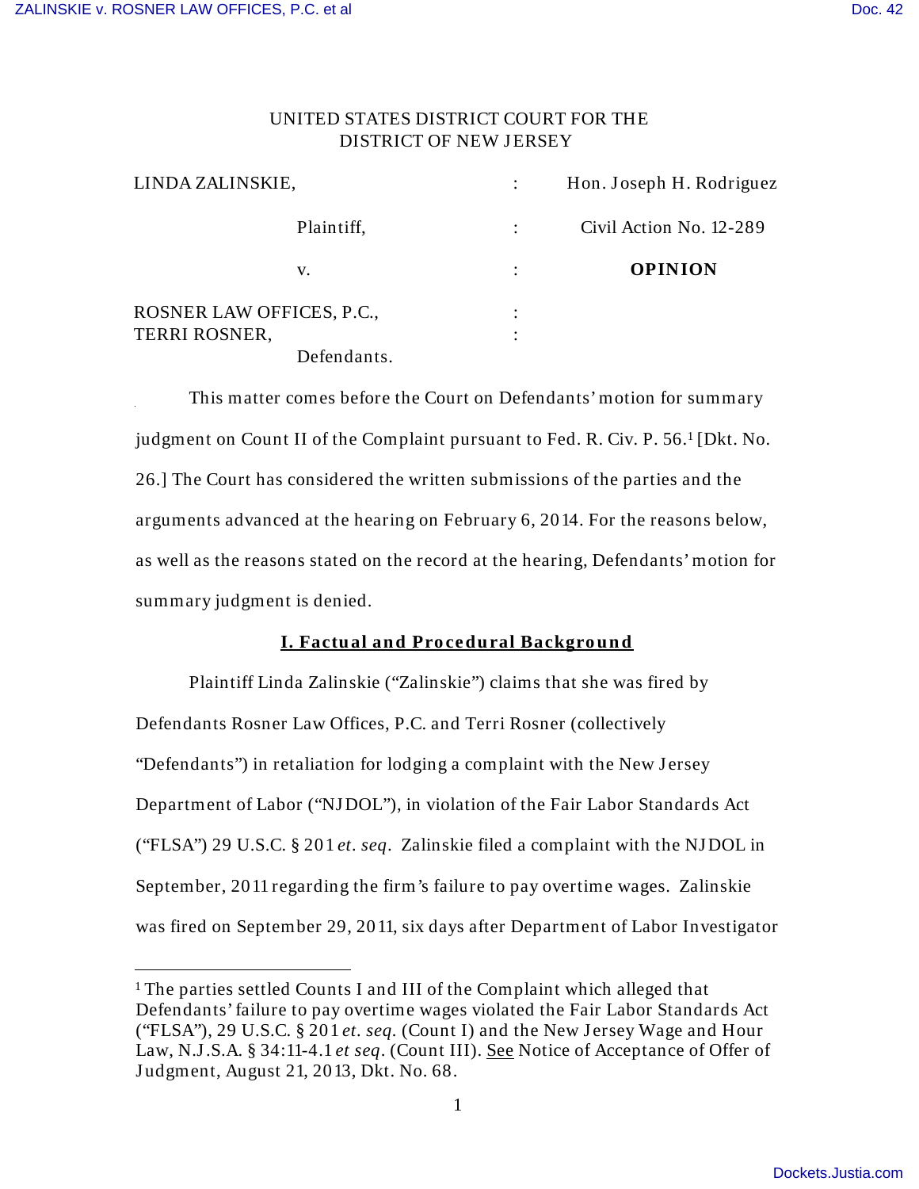UNITED STATES DISTRICT COURT FOR THE
DISTRICT OF NEW JERSEY

| | | |
|---|---|---|
| LINDA ZALINSKIE, | : | Hon. Joseph H. Rodriguez |
| Plaintiff, | : | Civil Action No. 12-289 |
| v. | : | **OPINION** |
| ROSNER LAW OFFICES, P.C., TERRI ROSNER, | : | |
| Defendants. | | |

This matter comes before the Court on Defendants' motion for summary judgment on Count II of the Complaint pursuant to Fed. R. Civ. P. 56.[1] [Dkt. No. 26.] The Court has considered the written submissions of the parties and the arguments advanced at the hearing on February 6, 2014. For the reasons below, as well as the reasons stated on the record at the hearing, Defendants' motion for summary judgment is denied.

## I. Factual and Procedural Background

Plaintiff Linda Zalinskie ("Zalinskie") claims that she was fired by Defendants Rosner Law Offices, P.C. and Terri Rosner (collectively "Defendants") in retaliation for lodging a complaint with the New Jersey Department of Labor ("NJDOL"), in violation of the Fair Labor Standards Act ("FLSA") 29 U.S.C. § 201 *et. seq*. Zalinskie filed a complaint with the NJDOL in September, 2011 regarding the firm's failure to pay overtime wages. Zalinskie was fired on September 29, 2011, six days after Department of Labor Investigator

---

[1] The parties settled Counts I and III of the Complaint which alleged that Defendants' failure to pay overtime wages violated the Fair Labor Standards Act ("FLSA"), 29 U.S.C. § 201 *et. seq.* (Count I) and the New Jersey Wage and Hour Law, N.J.S.A. § 34:11-4.1 *et seq*. (Count III). See Notice of Acceptance of Offer of Judgment, August 21, 2013, Dkt. No. 68.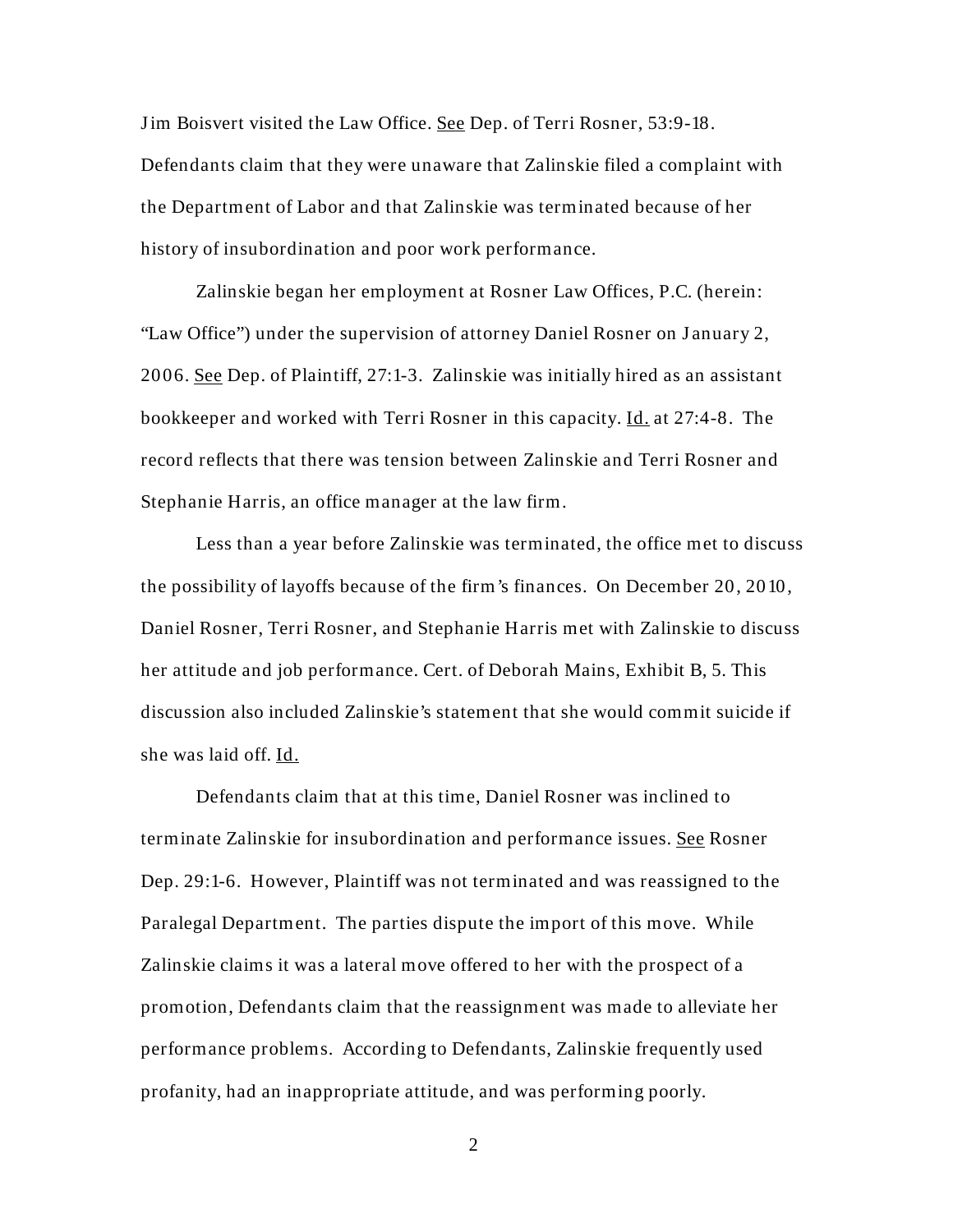Jim Boisvert visited the Law Office. See Dep. of Terri Rosner, 53:9-18. Defendants claim that they were unaware that Zalinskie filed a complaint with the Department of Labor and that Zalinskie was terminated because of her history of insubordination and poor work performance.

Zalinskie began her employment at Rosner Law Offices, P.C. (herein: "Law Office") under the supervision of attorney Daniel Rosner on January 2, 2006. See Dep. of Plaintiff, 27:1-3. Zalinskie was initially hired as an assistant bookkeeper and worked with Terri Rosner in this capacity. Id. at 27:4-8. The record reflects that there was tension between Zalinskie and Terri Rosner and Stephanie Harris, an office manager at the law firm.

Less than a year before Zalinskie was terminated, the office met to discuss the possibility of layoffs because of the firm's finances. On December 20, 2010, Daniel Rosner, Terri Rosner, and Stephanie Harris met with Zalinskie to discuss her attitude and job performance. Cert. of Deborah Mains, Exhibit B, 5. This discussion also included Zalinskie's statement that she would commit suicide if she was laid off. Id.

Defendants claim that at this time, Daniel Rosner was inclined to terminate Zalinskie for insubordination and performance issues. See Rosner Dep. 29:1-6. However, Plaintiff was not terminated and was reassigned to the Paralegal Department. The parties dispute the import of this move. While Zalinskie claims it was a lateral move offered to her with the prospect of a promotion, Defendants claim that the reassignment was made to alleviate her performance problems. According to Defendants, Zalinskie frequently used profanity, had an inappropriate attitude, and was performing poorly.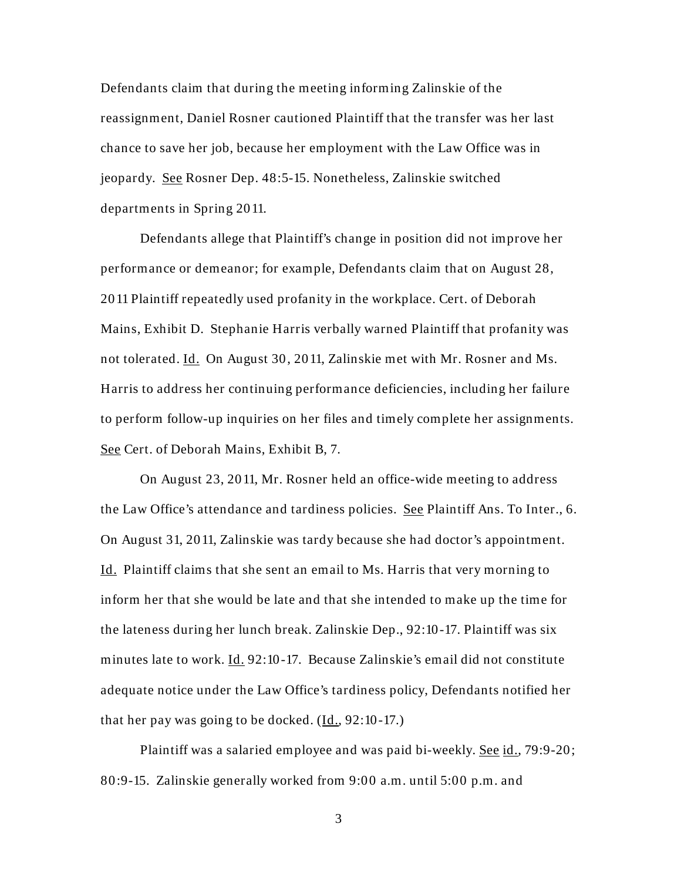Defendants claim that during the meeting informing Zalinskie of the reassignment, Daniel Rosner cautioned Plaintiff that the transfer was her last chance to save her job, because her employment with the Law Office was in jeopardy. See Rosner Dep. 48:5-15. Nonetheless, Zalinskie switched departments in Spring 2011.

Defendants allege that Plaintiff's change in position did not improve her performance or demeanor; for example, Defendants claim that on August 28, 2011 Plaintiff repeatedly used profanity in the workplace. Cert. of Deborah Mains, Exhibit D. Stephanie Harris verbally warned Plaintiff that profanity was not tolerated. Id. On August 30, 2011, Zalinskie met with Mr. Rosner and Ms. Harris to address her continuing performance deficiencies, including her failure to perform follow-up inquiries on her files and timely complete her assignments. See Cert. of Deborah Mains, Exhibit B, 7.

On August 23, 2011, Mr. Rosner held an office-wide meeting to address the Law Office's attendance and tardiness policies. See Plaintiff Ans. To Inter., 6. On August 31, 2011, Zalinskie was tardy because she had doctor's appointment. Id. Plaintiff claims that she sent an email to Ms. Harris that very morning to inform her that she would be late and that she intended to make up the time for the lateness during her lunch break. Zalinskie Dep., 92:10-17. Plaintiff was six minutes late to work. Id. 92:10-17. Because Zalinskie's email did not constitute adequate notice under the Law Office's tardiness policy, Defendants notified her that her pay was going to be docked. (Id., 92:10-17.)

Plaintiff was a salaried employee and was paid bi-weekly. See id., 79:9-20; 80:9-15. Zalinskie generally worked from 9:00 a.m. until 5:00 p.m. and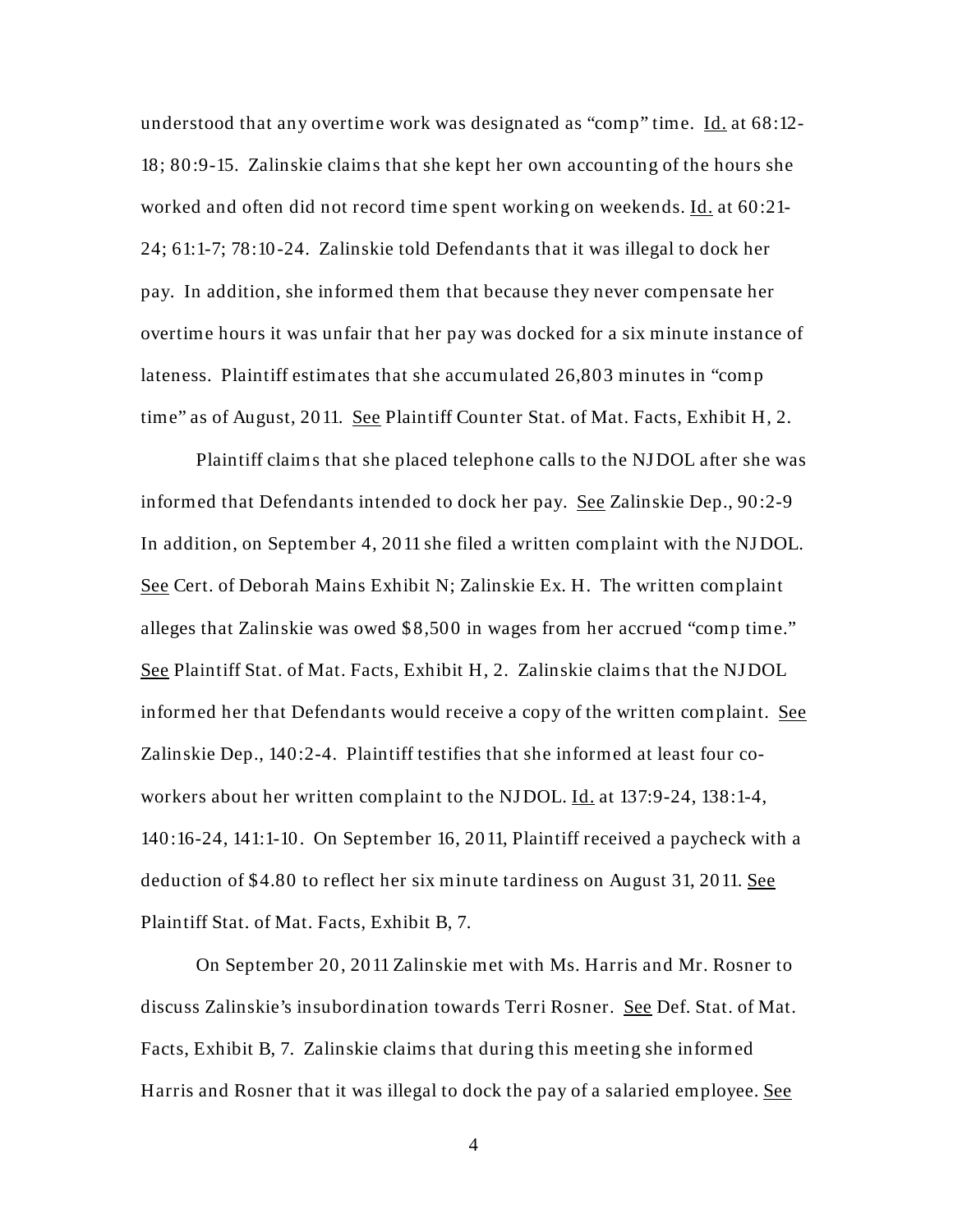understood that any overtime work was designated as "comp" time. Id. at 68:12-18; 80:9-15. Zalinskie claims that she kept her own accounting of the hours she worked and often did not record time spent working on weekends. Id. at 60:21-24; 61:1-7; 78:10-24. Zalinskie told Defendants that it was illegal to dock her pay. In addition, she informed them that because they never compensate her overtime hours it was unfair that her pay was docked for a six minute instance of lateness. Plaintiff estimates that she accumulated 26,803 minutes in "comp time" as of August, 2011. See Plaintiff Counter Stat. of Mat. Facts, Exhibit H, 2.

Plaintiff claims that she placed telephone calls to the NJDOL after she was informed that Defendants intended to dock her pay. See Zalinskie Dep., 90:2-9 In addition, on September 4, 2011 she filed a written complaint with the NJDOL. See Cert. of Deborah Mains Exhibit N; Zalinskie Ex. H. The written complaint alleges that Zalinskie was owed $8,500 in wages from her accrued "comp time." See Plaintiff Stat. of Mat. Facts, Exhibit H, 2. Zalinskie claims that the NJDOL informed her that Defendants would receive a copy of the written complaint. See Zalinskie Dep., 140:2-4. Plaintiff testifies that she informed at least four co-workers about her written complaint to the NJDOL. Id. at 137:9-24, 138:1-4, 140:16-24, 141:1-10. On September 16, 2011, Plaintiff received a paycheck with a deduction of $4.80 to reflect her six minute tardiness on August 31, 2011. See Plaintiff Stat. of Mat. Facts, Exhibit B, 7.

On September 20, 2011 Zalinskie met with Ms. Harris and Mr. Rosner to discuss Zalinskie's insubordination towards Terri Rosner. See Def. Stat. of Mat. Facts, Exhibit B, 7. Zalinskie claims that during this meeting she informed Harris and Rosner that it was illegal to dock the pay of a salaried employee. See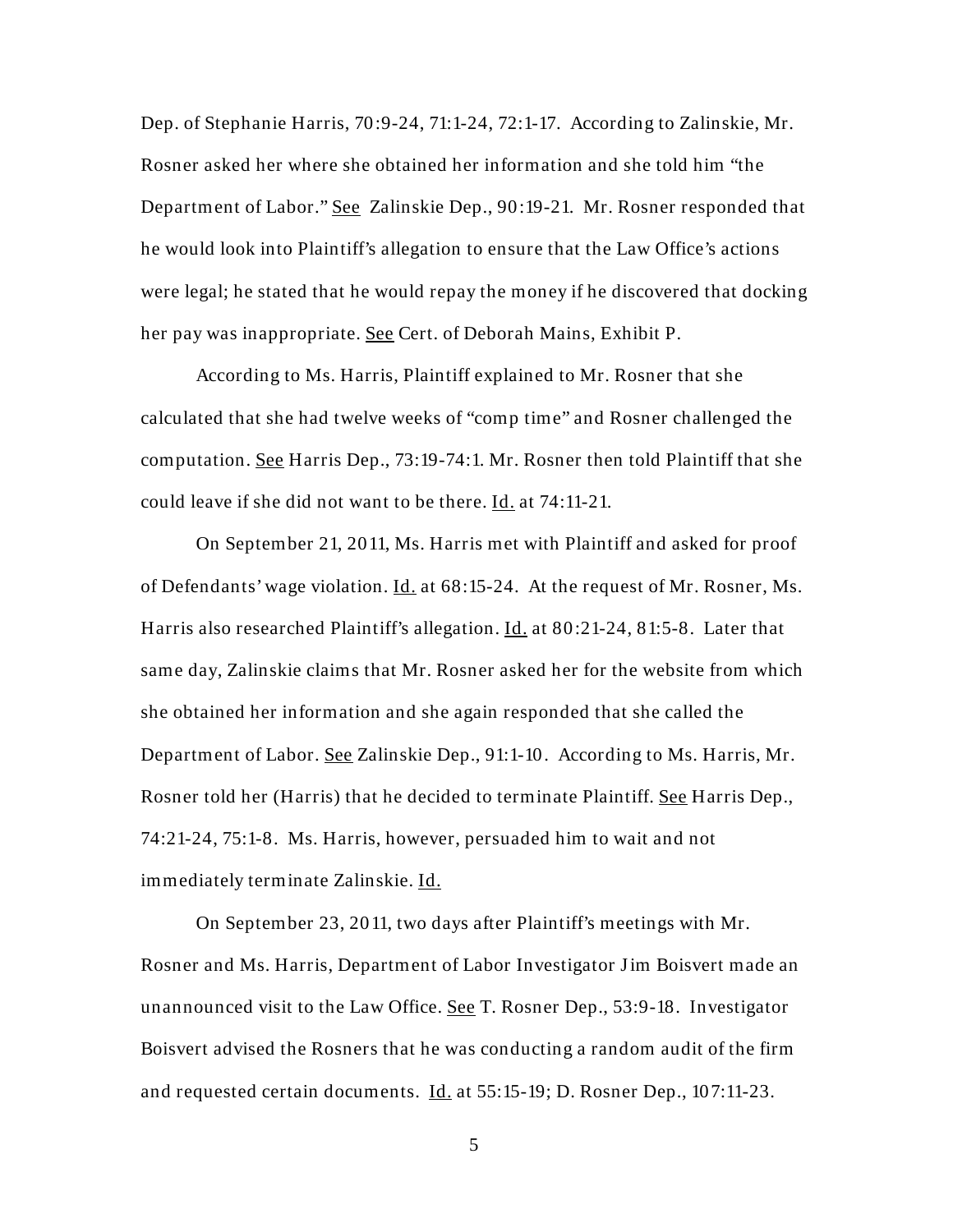Dep. of Stephanie Harris, 70:9-24, 71:1-24, 72:1-17. According to Zalinskie, Mr. Rosner asked her where she obtained her information and she told him "the Department of Labor." See Zalinskie Dep., 90:19-21. Mr. Rosner responded that he would look into Plaintiff's allegation to ensure that the Law Office's actions were legal; he stated that he would repay the money if he discovered that docking her pay was inappropriate. See Cert. of Deborah Mains, Exhibit P.

According to Ms. Harris, Plaintiff explained to Mr. Rosner that she calculated that she had twelve weeks of "comp time" and Rosner challenged the computation. See Harris Dep., 73:19-74:1. Mr. Rosner then told Plaintiff that she could leave if she did not want to be there. Id. at 74:11-21.

On September 21, 2011, Ms. Harris met with Plaintiff and asked for proof of Defendants' wage violation. Id. at 68:15-24. At the request of Mr. Rosner, Ms. Harris also researched Plaintiff's allegation. Id. at 80:21-24, 81:5-8. Later that same day, Zalinskie claims that Mr. Rosner asked her for the website from which she obtained her information and she again responded that she called the Department of Labor. See Zalinskie Dep., 91:1-10. According to Ms. Harris, Mr. Rosner told her (Harris) that he decided to terminate Plaintiff. See Harris Dep., 74:21-24, 75:1-8. Ms. Harris, however, persuaded him to wait and not immediately terminate Zalinskie. Id.

On September 23, 2011, two days after Plaintiff's meetings with Mr. Rosner and Ms. Harris, Department of Labor Investigator Jim Boisvert made an unannounced visit to the Law Office. See T. Rosner Dep., 53:9-18. Investigator Boisvert advised the Rosners that he was conducting a random audit of the firm and requested certain documents. Id. at 55:15-19; D. Rosner Dep., 107:11-23.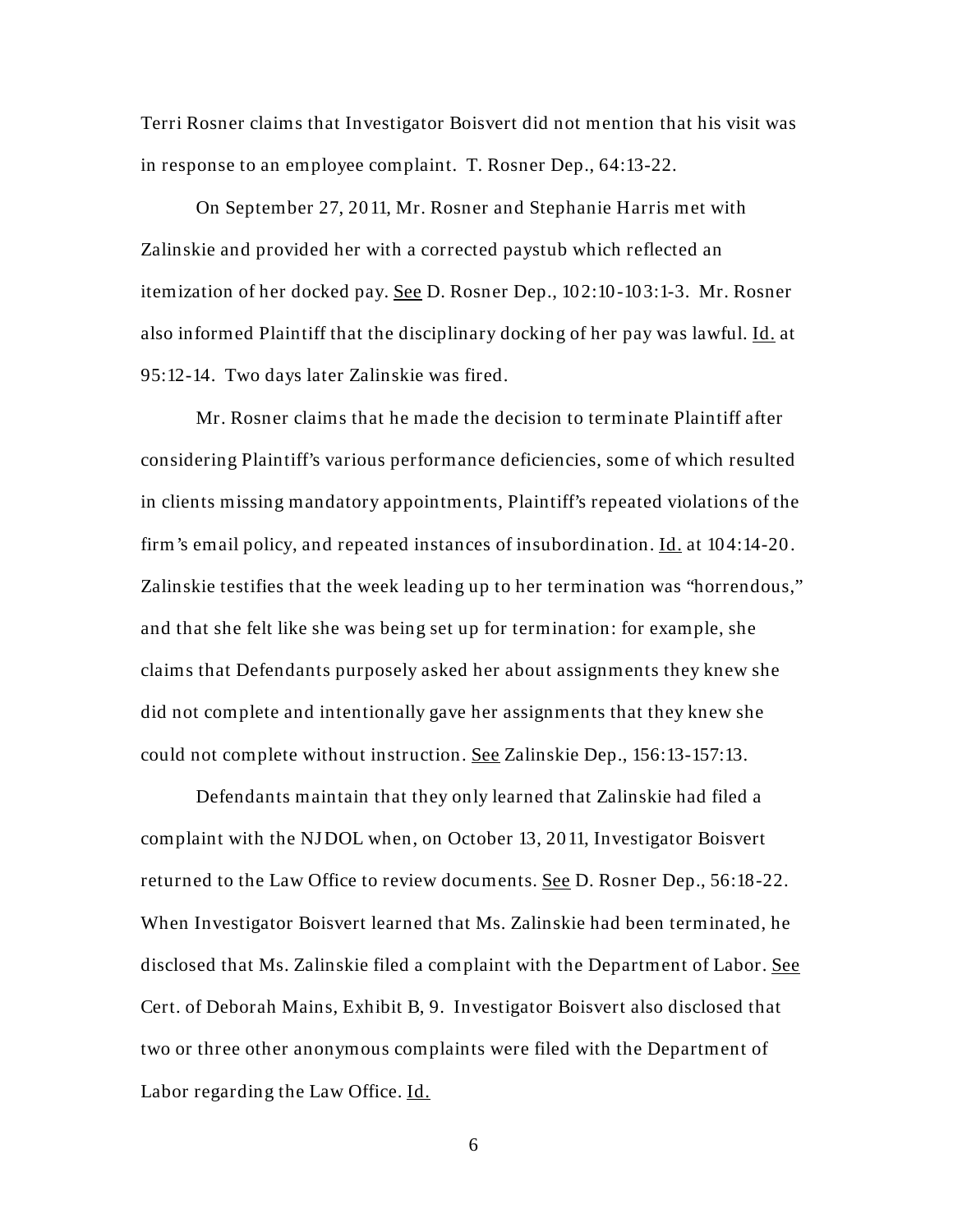Terri Rosner claims that Investigator Boisvert did not mention that his visit was in response to an employee complaint. T. Rosner Dep., 64:13-22.

On September 27, 2011, Mr. Rosner and Stephanie Harris met with Zalinskie and provided her with a corrected paystub which reflected an itemization of her docked pay. See D. Rosner Dep., 102:10-103:1-3. Mr. Rosner also informed Plaintiff that the disciplinary docking of her pay was lawful. Id. at 95:12-14. Two days later Zalinskie was fired.

Mr. Rosner claims that he made the decision to terminate Plaintiff after considering Plaintiff's various performance deficiencies, some of which resulted in clients missing mandatory appointments, Plaintiff's repeated violations of the firm's email policy, and repeated instances of insubordination. Id. at 104:14-20. Zalinskie testifies that the week leading up to her termination was "horrendous," and that she felt like she was being set up for termination: for example, she claims that Defendants purposely asked her about assignments they knew she did not complete and intentionally gave her assignments that they knew she could not complete without instruction. See Zalinskie Dep., 156:13-157:13.

Defendants maintain that they only learned that Zalinskie had filed a complaint with the NJDOL when, on October 13, 2011, Investigator Boisvert returned to the Law Office to review documents. See D. Rosner Dep., 56:18-22. When Investigator Boisvert learned that Ms. Zalinskie had been terminated, he disclosed that Ms. Zalinskie filed a complaint with the Department of Labor. See Cert. of Deborah Mains, Exhibit B, 9. Investigator Boisvert also disclosed that two or three other anonymous complaints were filed with the Department of Labor regarding the Law Office. Id.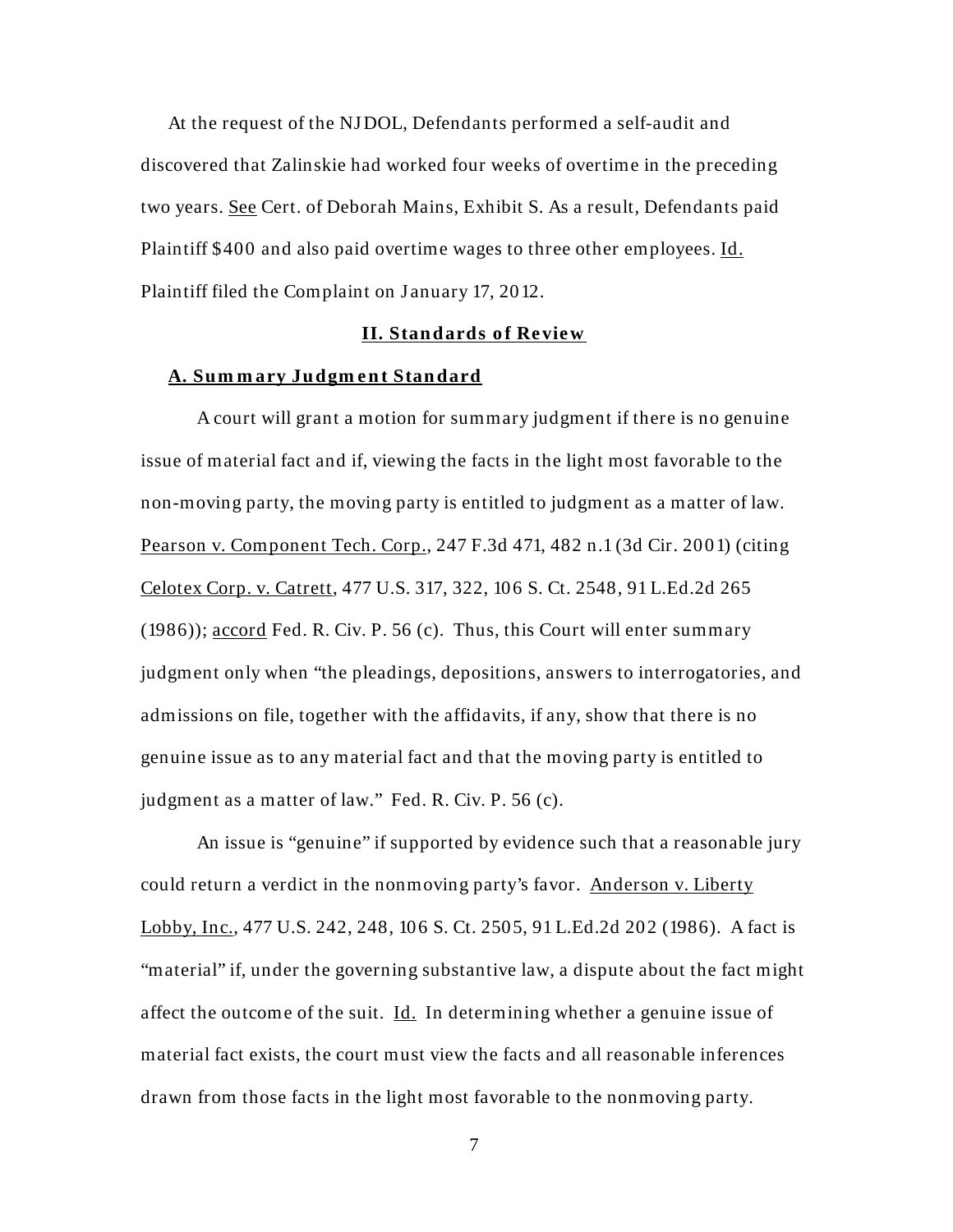At the request of the NJDOL, Defendants performed a self-audit and discovered that Zalinskie had worked four weeks of overtime in the preceding two years. See Cert. of Deborah Mains, Exhibit S. As a result, Defendants paid Plaintiff $400 and also paid overtime wages to three other employees. Id. Plaintiff filed the Complaint on January 17, 2012.

## II. Standards of Review

### A. Summary Judgment Standard

A court will grant a motion for summary judgment if there is no genuine issue of material fact and if, viewing the facts in the light most favorable to the non-moving party, the moving party is entitled to judgment as a matter of law. Pearson v. Component Tech. Corp., 247 F.3d 471, 482 n.1 (3d Cir. 2001) (citing Celotex Corp. v. Catrett, 477 U.S. 317, 322, 106 S. Ct. 2548, 91 L.Ed.2d 265 (1986)); accord Fed. R. Civ. P. 56 (c). Thus, this Court will enter summary judgment only when "the pleadings, depositions, answers to interrogatories, and admissions on file, together with the affidavits, if any, show that there is no genuine issue as to any material fact and that the moving party is entitled to judgment as a matter of law." Fed. R. Civ. P. 56 (c).

An issue is "genuine" if supported by evidence such that a reasonable jury could return a verdict in the nonmoving party's favor. Anderson v. Liberty Lobby, Inc., 477 U.S. 242, 248, 106 S. Ct. 2505, 91 L.Ed.2d 202 (1986). A fact is "material" if, under the governing substantive law, a dispute about the fact might affect the outcome of the suit. Id. In determining whether a genuine issue of material fact exists, the court must view the facts and all reasonable inferences drawn from those facts in the light most favorable to the nonmoving party.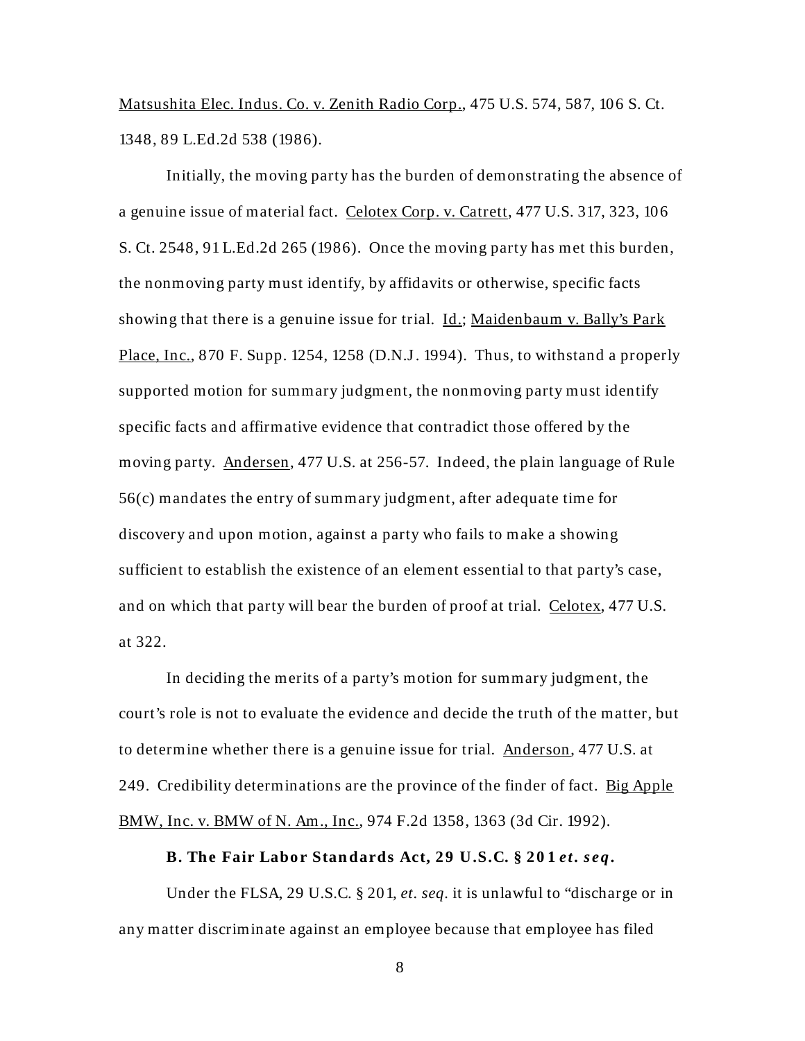Matsushita Elec. Indus. Co. v. Zenith Radio Corp., 475 U.S. 574, 587, 106 S. Ct. 1348, 89 L.Ed.2d 538 (1986).

Initially, the moving party has the burden of demonstrating the absence of a genuine issue of material fact. Celotex Corp. v. Catrett, 477 U.S. 317, 323, 106 S. Ct. 2548, 91 L.Ed.2d 265 (1986). Once the moving party has met this burden, the nonmoving party must identify, by affidavits or otherwise, specific facts showing that there is a genuine issue for trial. Id.; Maidenbaum v. Bally's Park Place, Inc., 870 F. Supp. 1254, 1258 (D.N.J. 1994). Thus, to withstand a properly supported motion for summary judgment, the nonmoving party must identify specific facts and affirmative evidence that contradict those offered by the moving party. Andersen, 477 U.S. at 256-57. Indeed, the plain language of Rule 56(c) mandates the entry of summary judgment, after adequate time for discovery and upon motion, against a party who fails to make a showing sufficient to establish the existence of an element essential to that party's case, and on which that party will bear the burden of proof at trial. Celotex, 477 U.S. at 322.

In deciding the merits of a party's motion for summary judgment, the court's role is not to evaluate the evidence and decide the truth of the matter, but to determine whether there is a genuine issue for trial. Anderson, 477 U.S. at 249. Credibility determinations are the province of the finder of fact. Big Apple BMW, Inc. v. BMW of N. Am., Inc., 974 F.2d 1358, 1363 (3d Cir. 1992).

**B. The Fair Labor Standards Act, 29 U.S.C. § 201 *et. seq*.**

Under the FLSA, 29 U.S.C. § 201, *et. seq*. it is unlawful to "discharge or in any matter discriminate against an employee because that employee has filed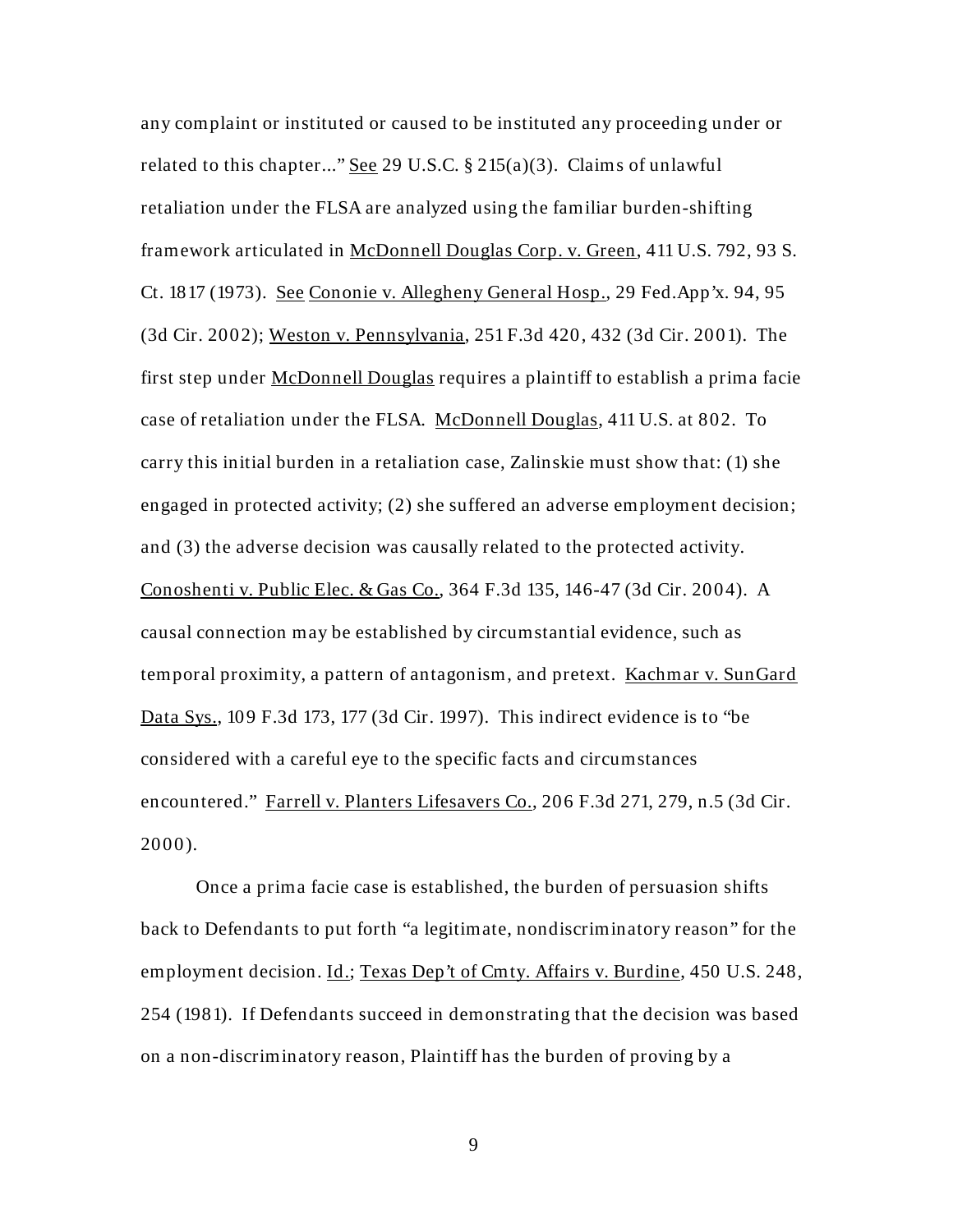any complaint or instituted or caused to be instituted any proceeding under or related to this chapter..." See 29 U.S.C. § 215(a)(3). Claims of unlawful retaliation under the FLSA are analyzed using the familiar burden-shifting framework articulated in McDonnell Douglas Corp. v. Green, 411 U.S. 792, 93 S. Ct. 1817 (1973). See Cononie v. Allegheny General Hosp., 29 Fed.App'x. 94, 95 (3d Cir. 2002); Weston v. Pennsylvania, 251 F.3d 420, 432 (3d Cir. 2001). The first step under McDonnell Douglas requires a plaintiff to establish a prima facie case of retaliation under the FLSA. McDonnell Douglas, 411 U.S. at 802. To carry this initial burden in a retaliation case, Zalinskie must show that: (1) she engaged in protected activity; (2) she suffered an adverse employment decision; and (3) the adverse decision was causally related to the protected activity. Conoshenti v. Public Elec. & Gas Co., 364 F.3d 135, 146-47 (3d Cir. 2004). A causal connection may be established by circumstantial evidence, such as temporal proximity, a pattern of antagonism, and pretext. Kachmar v. SunGard Data Sys., 109 F.3d 173, 177 (3d Cir. 1997). This indirect evidence is to "be considered with a careful eye to the specific facts and circumstances encountered." Farrell v. Planters Lifesavers Co., 206 F.3d 271, 279, n.5 (3d Cir. 2000).

Once a prima facie case is established, the burden of persuasion shifts back to Defendants to put forth "a legitimate, nondiscriminatory reason" for the employment decision. Id.; Texas Dep't of Cmty. Affairs v. Burdine, 450 U.S. 248, 254 (1981). If Defendants succeed in demonstrating that the decision was based on a non-discriminatory reason, Plaintiff has the burden of proving by a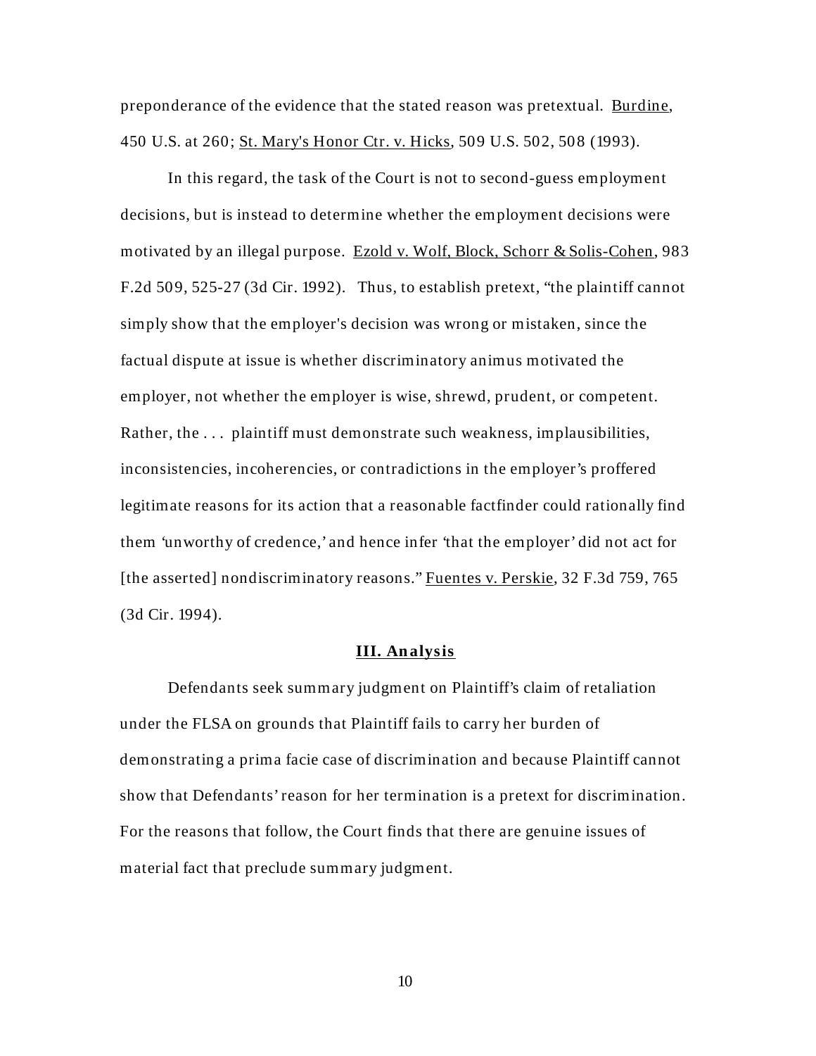preponderance of the evidence that the stated reason was pretextual. Burdine, 450 U.S. at 260; St. Mary's Honor Ctr. v. Hicks, 509 U.S. 502, 508 (1993).

In this regard, the task of the Court is not to second-guess employment decisions, but is instead to determine whether the employment decisions were motivated by an illegal purpose. Ezold v. Wolf, Block, Schorr & Solis-Cohen, 983 F.2d 509, 525-27 (3d Cir. 1992). Thus, to establish pretext, "the plaintiff cannot simply show that the employer's decision was wrong or mistaken, since the factual dispute at issue is whether discriminatory animus motivated the employer, not whether the employer is wise, shrewd, prudent, or competent. Rather, the . . . plaintiff must demonstrate such weakness, implausibilities, inconsistencies, incoherencies, or contradictions in the employer's proffered legitimate reasons for its action that a reasonable factfinder could rationally find them 'unworthy of credence,' and hence infer 'that the employer' did not act for [the asserted] nondiscriminatory reasons." Fuentes v. Perskie, 32 F.3d 759, 765 (3d Cir. 1994).

## III. Analysis

Defendants seek summary judgment on Plaintiff's claim of retaliation under the FLSA on grounds that Plaintiff fails to carry her burden of demonstrating a prima facie case of discrimination and because Plaintiff cannot show that Defendants' reason for her termination is a pretext for discrimination. For the reasons that follow, the Court finds that there are genuine issues of material fact that preclude summary judgment.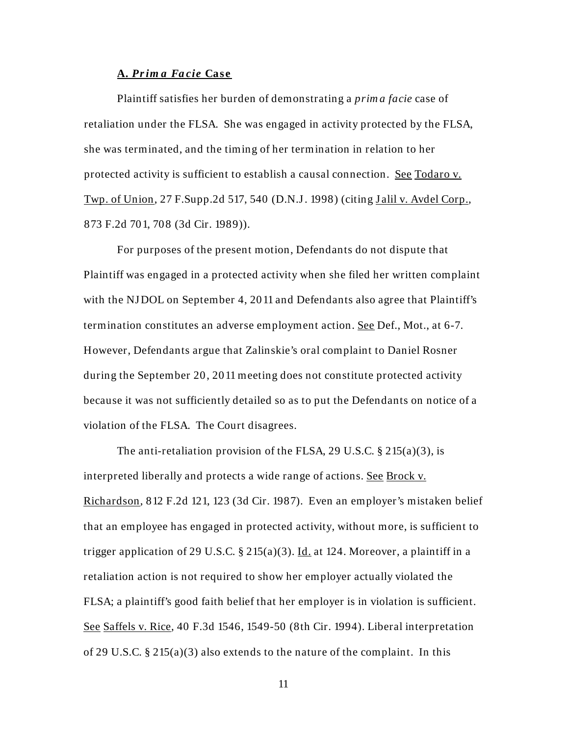### A. *Prima Facie* Case

Plaintiff satisfies her burden of demonstrating a *prima facie* case of retaliation under the FLSA. She was engaged in activity protected by the FLSA, she was terminated, and the timing of her termination in relation to her protected activity is sufficient to establish a causal connection. See Todaro v. Twp. of Union, 27 F.Supp.2d 517, 540 (D.N.J. 1998) (citing Jalil v. Avdel Corp., 873 F.2d 701, 708 (3d Cir. 1989)).

For purposes of the present motion, Defendants do not dispute that Plaintiff was engaged in a protected activity when she filed her written complaint with the NJDOL on September 4, 2011 and Defendants also agree that Plaintiff's termination constitutes an adverse employment action. See Def., Mot., at 6-7. However, Defendants argue that Zalinskie's oral complaint to Daniel Rosner during the September 20, 2011 meeting does not constitute protected activity because it was not sufficiently detailed so as to put the Defendants on notice of a violation of the FLSA. The Court disagrees.

The anti-retaliation provision of the FLSA, 29 U.S.C. § 215(a)(3), is interpreted liberally and protects a wide range of actions. See Brock v. Richardson, 812 F.2d 121, 123 (3d Cir. 1987). Even an employer's mistaken belief that an employee has engaged in protected activity, without more, is sufficient to trigger application of 29 U.S.C. § 215(a)(3). Id. at 124. Moreover, a plaintiff in a retaliation action is not required to show her employer actually violated the FLSA; a plaintiff's good faith belief that her employer is in violation is sufficient. See Saffels v. Rice, 40 F.3d 1546, 1549-50 (8th Cir. 1994). Liberal interpretation of 29 U.S.C. § 215(a)(3) also extends to the nature of the complaint. In this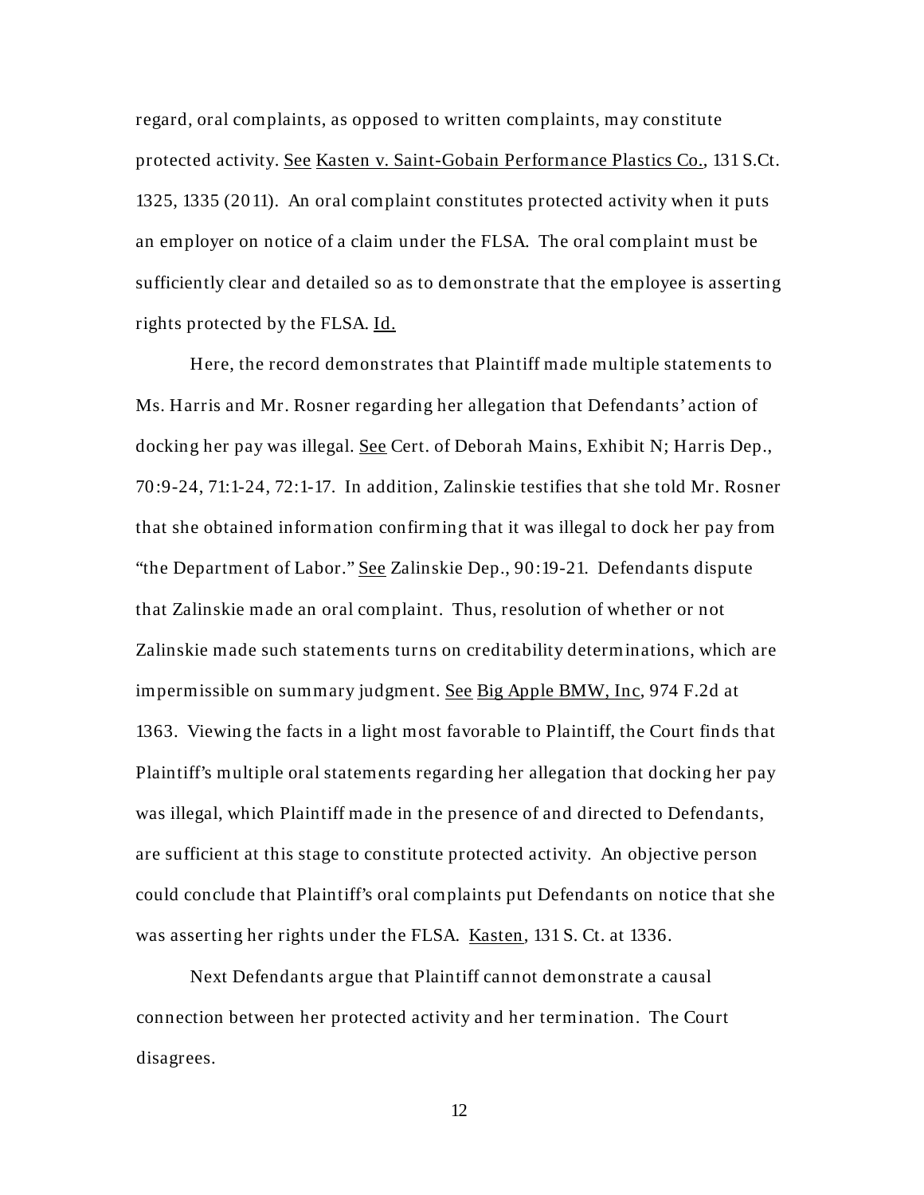regard, oral complaints, as opposed to written complaints, may constitute protected activity. See Kasten v. Saint-Gobain Performance Plastics Co., 131 S.Ct. 1325, 1335 (2011). An oral complaint constitutes protected activity when it puts an employer on notice of a claim under the FLSA. The oral complaint must be sufficiently clear and detailed so as to demonstrate that the employee is asserting rights protected by the FLSA. Id.

Here, the record demonstrates that Plaintiff made multiple statements to Ms. Harris and Mr. Rosner regarding her allegation that Defendants' action of docking her pay was illegal. See Cert. of Deborah Mains, Exhibit N; Harris Dep., 70:9-24, 71:1-24, 72:1-17. In addition, Zalinskie testifies that she told Mr. Rosner that she obtained information confirming that it was illegal to dock her pay from "the Department of Labor." See Zalinskie Dep., 90:19-21. Defendants dispute that Zalinskie made an oral complaint. Thus, resolution of whether or not Zalinskie made such statements turns on creditability determinations, which are impermissible on summary judgment. See Big Apple BMW, Inc, 974 F.2d at 1363. Viewing the facts in a light most favorable to Plaintiff, the Court finds that Plaintiff's multiple oral statements regarding her allegation that docking her pay was illegal, which Plaintiff made in the presence of and directed to Defendants, are sufficient at this stage to constitute protected activity. An objective person could conclude that Plaintiff's oral complaints put Defendants on notice that she was asserting her rights under the FLSA. Kasten, 131 S. Ct. at 1336.

Next Defendants argue that Plaintiff cannot demonstrate a causal connection between her protected activity and her termination. The Court disagrees.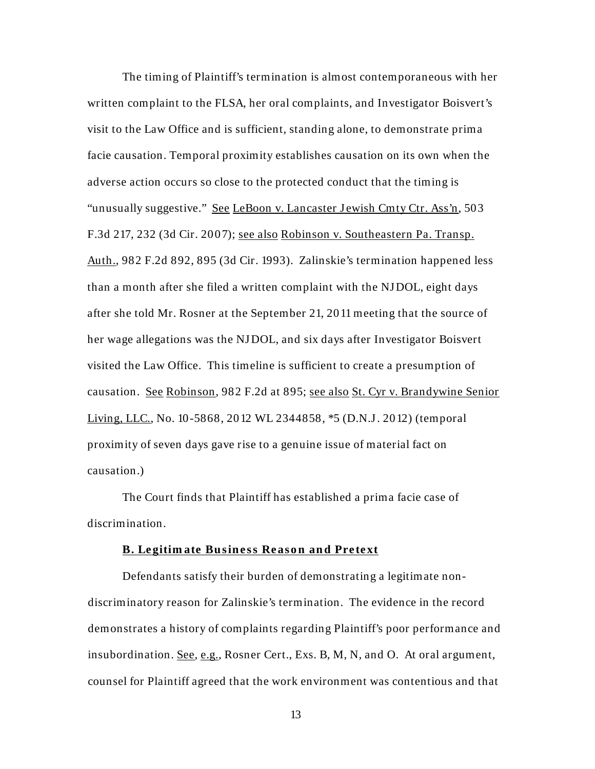The timing of Plaintiff's termination is almost contemporaneous with her written complaint to the FLSA, her oral complaints, and Investigator Boisvert's visit to the Law Office and is sufficient, standing alone, to demonstrate prima facie causation. Temporal proximity establishes causation on its own when the adverse action occurs so close to the protected conduct that the timing is "unusually suggestive." See LeBoon v. Lancaster Jewish Cmty Ctr. Ass'n, 503 F.3d 217, 232 (3d Cir. 2007); see also Robinson v. Southeastern Pa. Transp. Auth., 982 F.2d 892, 895 (3d Cir. 1993). Zalinskie's termination happened less than a month after she filed a written complaint with the NJDOL, eight days after she told Mr. Rosner at the September 21, 2011 meeting that the source of her wage allegations was the NJDOL, and six days after Investigator Boisvert visited the Law Office. This timeline is sufficient to create a presumption of causation. See Robinson, 982 F.2d at 895; see also St. Cyr v. Brandywine Senior Living, LLC., No. 10-5868, 2012 WL 2344858, *5 (D.N.J. 2012) (temporal proximity of seven days gave rise to a genuine issue of material fact on causation.)

The Court finds that Plaintiff has established a prima facie case of discrimination.

**B. Legitimate Business Reason and Pretext**

Defendants satisfy their burden of demonstrating a legitimate non-discriminatory reason for Zalinskie's termination. The evidence in the record demonstrates a history of complaints regarding Plaintiff's poor performance and insubordination. See, e.g., Rosner Cert., Exs. B, M, N, and O. At oral argument, counsel for Plaintiff agreed that the work environment was contentious and that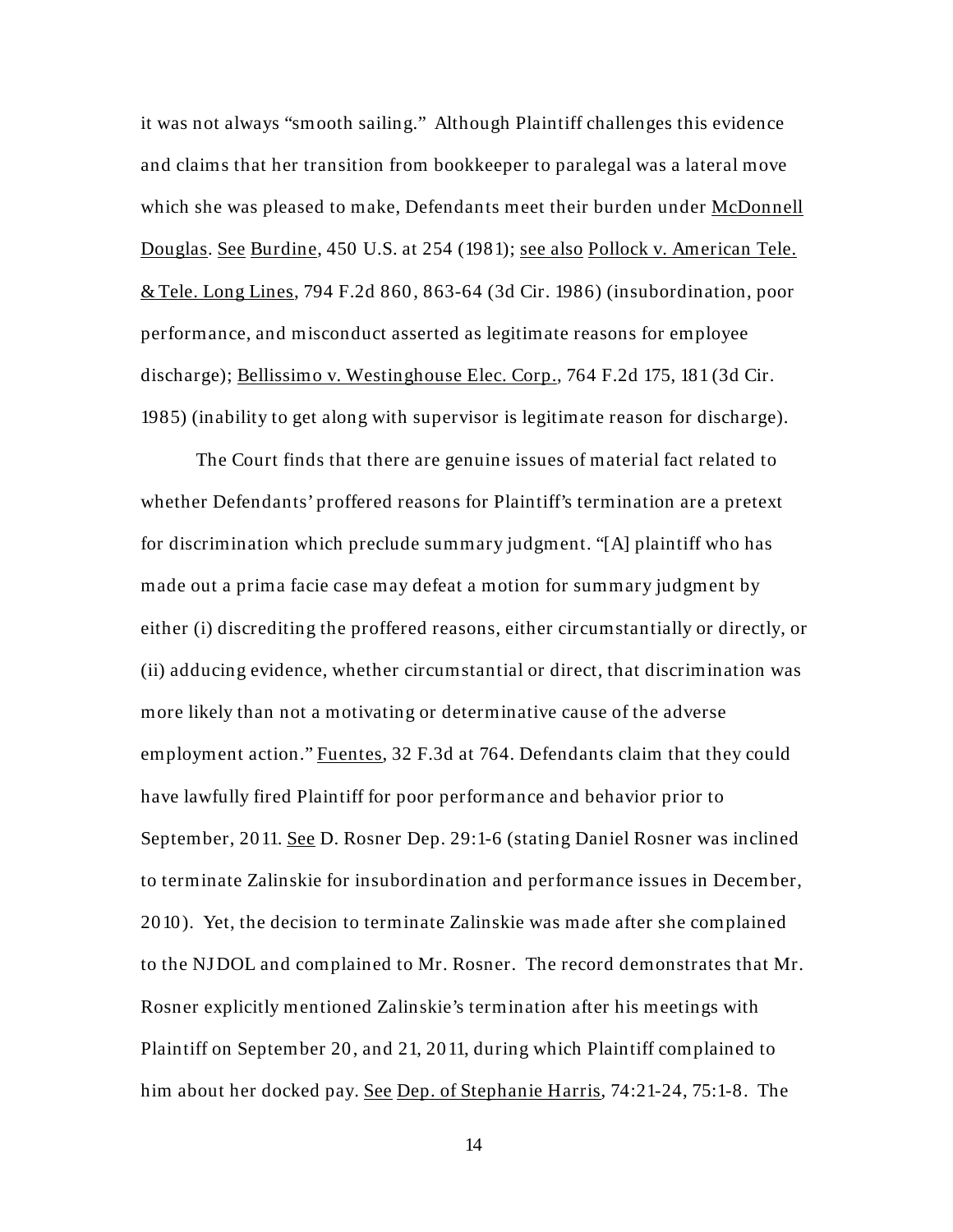it was not always "smooth sailing." Although Plaintiff challenges this evidence and claims that her transition from bookkeeper to paralegal was a lateral move which she was pleased to make, Defendants meet their burden under McDonnell Douglas. See Burdine, 450 U.S. at 254 (1981); see also Pollock v. American Tele. & Tele. Long Lines, 794 F.2d 860, 863-64 (3d Cir. 1986) (insubordination, poor performance, and misconduct asserted as legitimate reasons for employee discharge); Bellissimo v. Westinghouse Elec. Corp., 764 F.2d 175, 181 (3d Cir. 1985) (inability to get along with supervisor is legitimate reason for discharge).

The Court finds that there are genuine issues of material fact related to whether Defendants' proffered reasons for Plaintiff's termination are a pretext for discrimination which preclude summary judgment. "[A] plaintiff who has made out a prima facie case may defeat a motion for summary judgment by either (i) discrediting the proffered reasons, either circumstantially or directly, or (ii) adducing evidence, whether circumstantial or direct, that discrimination was more likely than not a motivating or determinative cause of the adverse employment action." Fuentes, 32 F.3d at 764. Defendants claim that they could have lawfully fired Plaintiff for poor performance and behavior prior to September, 2011. See D. Rosner Dep. 29:1-6 (stating Daniel Rosner was inclined to terminate Zalinskie for insubordination and performance issues in December, 2010). Yet, the decision to terminate Zalinskie was made after she complained to the NJDOL and complained to Mr. Rosner. The record demonstrates that Mr. Rosner explicitly mentioned Zalinskie's termination after his meetings with Plaintiff on September 20, and 21, 2011, during which Plaintiff complained to him about her docked pay. See Dep. of Stephanie Harris, 74:21-24, 75:1-8. The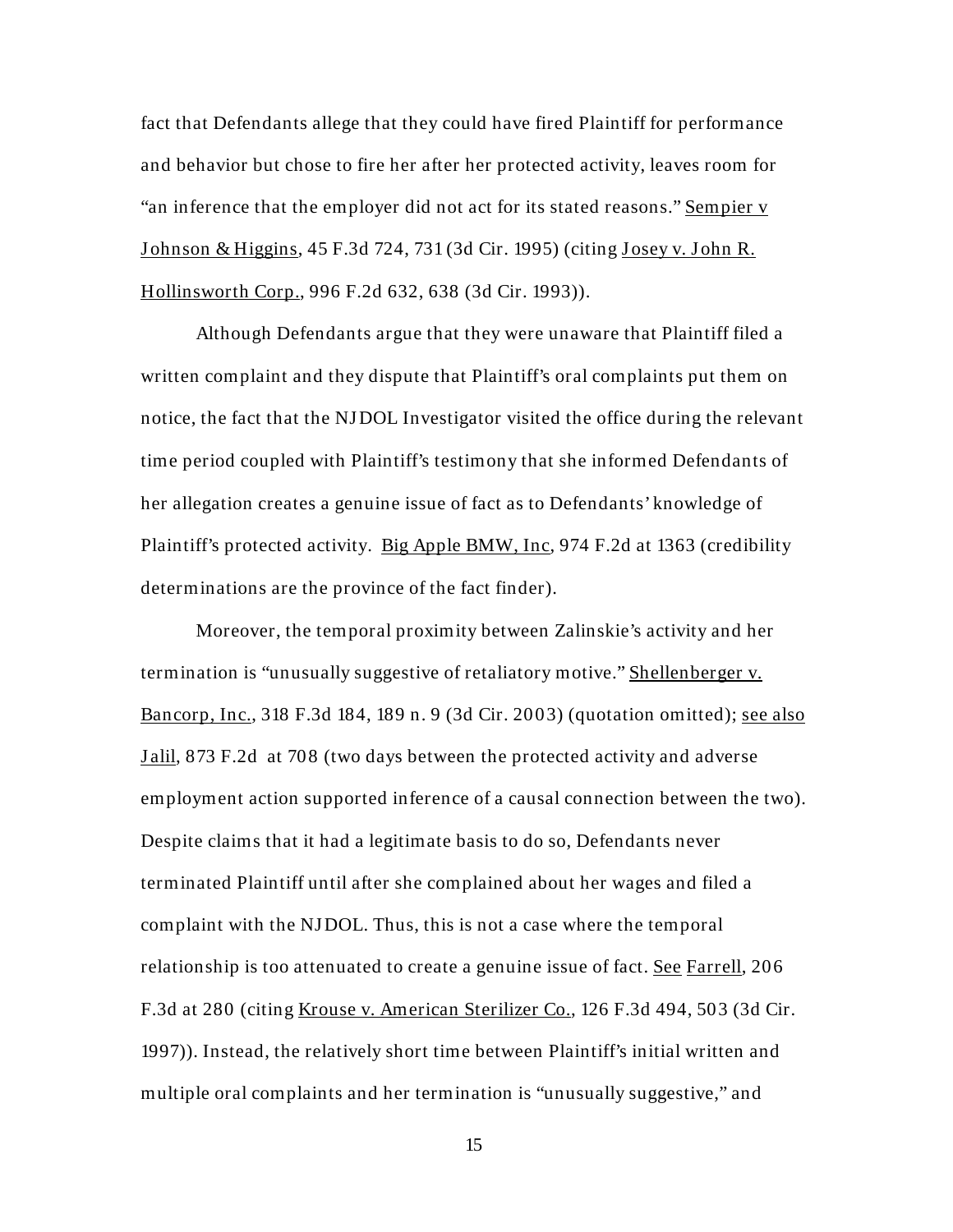fact that Defendants allege that they could have fired Plaintiff for performance and behavior but chose to fire her after her protected activity, leaves room for "an inference that the employer did not act for its stated reasons." Sempier v Johnson & Higgins, 45 F.3d 724, 731 (3d Cir. 1995) (citing Josey v. John R. Hollinsworth Corp., 996 F.2d 632, 638 (3d Cir. 1993)).

Although Defendants argue that they were unaware that Plaintiff filed a written complaint and they dispute that Plaintiff's oral complaints put them on notice, the fact that the NJDOL Investigator visited the office during the relevant time period coupled with Plaintiff's testimony that she informed Defendants of her allegation creates a genuine issue of fact as to Defendants' knowledge of Plaintiff's protected activity. Big Apple BMW, Inc, 974 F.2d at 1363 (credibility determinations are the province of the fact finder).

Moreover, the temporal proximity between Zalinskie's activity and her termination is "unusually suggestive of retaliatory motive." Shellenberger v. Bancorp, Inc., 318 F.3d 184, 189 n. 9 (3d Cir. 2003) (quotation omitted); see also Jalil, 873 F.2d at 708 (two days between the protected activity and adverse employment action supported inference of a causal connection between the two). Despite claims that it had a legitimate basis to do so, Defendants never terminated Plaintiff until after she complained about her wages and filed a complaint with the NJDOL. Thus, this is not a case where the temporal relationship is too attenuated to create a genuine issue of fact. See Farrell, 206 F.3d at 280 (citing Krouse v. American Sterilizer Co., 126 F.3d 494, 503 (3d Cir. 1997)). Instead, the relatively short time between Plaintiff's initial written and multiple oral complaints and her termination is "unusually suggestive," and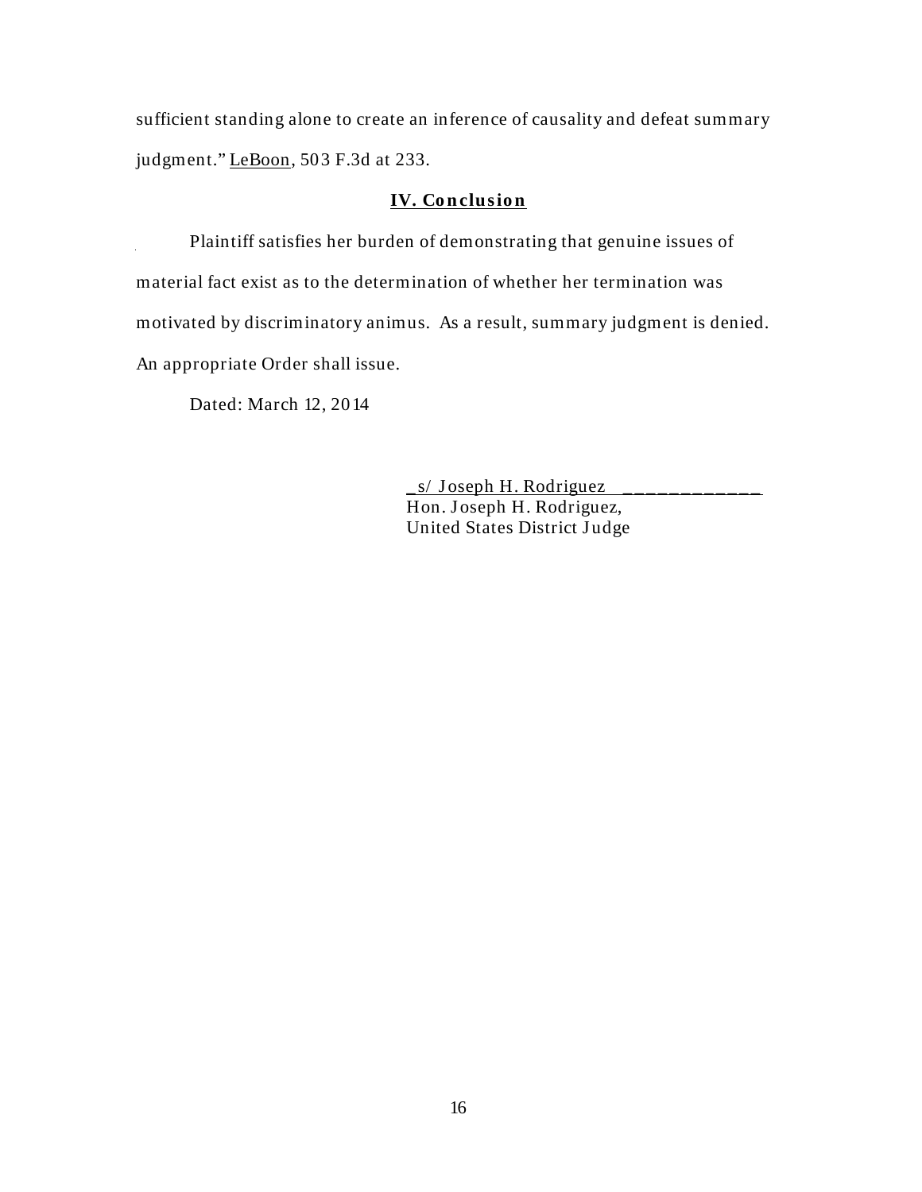sufficient standing alone to create an inference of causality and defeat summary judgment." LeBoon, 503 F.3d at 233.

## IV. Conclusion

Plaintiff satisfies her burden of demonstrating that genuine issues of material fact exist as to the determination of whether her termination was motivated by discriminatory animus. As a result, summary judgment is denied. An appropriate Order shall issue.

Dated: March 12, 2014

s/ Joseph H. Rodriguez
Hon. Joseph H. Rodriguez,
United States District Judge